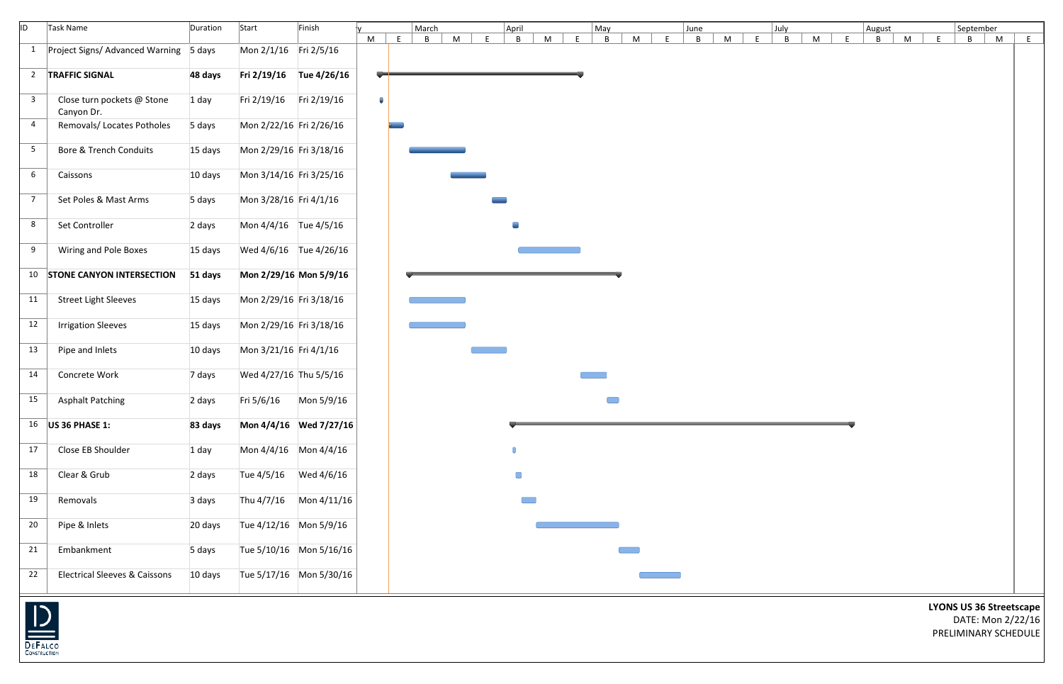| ID | Task Name | Duration | Start | Finish |
|---|---|---|---|---|
| 1 | Project Signs/ Advanced Warning | 5 days | Mon 2/1/16 | Fri 2/5/16 |
| 2 | **TRAFFIC SIGNAL** | **48 days** | **Fri 2/19/16** | **Tue 4/26/16** |
| 3 | Close turn pockets @ Stone Canyon Dr. | 1 day | Fri 2/19/16 | Fri 2/19/16 |
| 4 | Removals/ Locates Potholes | 5 days | Mon 2/22/16 | Fri 2/26/16 |
| 5 | Bore & Trench Conduits | 15 days | Mon 2/29/16 | Fri 3/18/16 |
| 6 | Caissons | 10 days | Mon 3/14/16 | Fri 3/25/16 |
| 7 | Set Poles & Mast Arms | 5 days | Mon 3/28/16 | Fri 4/1/16 |
| 8 | Set Controller | 2 days | Mon 4/4/16 | Tue 4/5/16 |
| 9 | Wiring and Pole Boxes | 15 days | Wed 4/6/16 | Tue 4/26/16 |
| 10 | **STONE CANYON INTERSECTION** | **51 days** | **Mon 2/29/16** | **Mon 5/9/16** |
| 11 | Street Light Sleeves | 15 days | Mon 2/29/16 | Fri 3/18/16 |
| 12 | Irrigation Sleeves | 15 days | Mon 2/29/16 | Fri 3/18/16 |
| 13 | Pipe and Inlets | 10 days | Mon 3/21/16 | Fri 4/1/16 |
| 14 | Concrete Work | 7 days | Wed 4/27/16 | Thu 5/5/16 |
| 15 | Asphalt Patching | 2 days | Fri 5/6/16 | Mon 5/9/16 |
| 16 | **US 36 PHASE 1:** | **83 days** | **Mon 4/4/16** | **Wed 7/27/16** |
| 17 | Close EB Shoulder | 1 day | Mon 4/4/16 | Mon 4/4/16 |
| 18 | Clear & Grub | 2 days | Tue 4/5/16 | Wed 4/6/16 |
| 19 | Removals | 3 days | Thu 4/7/16 | Mon 4/11/16 |
| 20 | Pipe & Inlets | 20 days | Tue 4/12/16 | Mon 5/9/16 |
| 21 | Embankment | 5 days | Tue 5/10/16 | Mon 5/16/16 |
| 22 | Electrical Sleeves & Caissons | 10 days | Tue 5/17/16 | Mon 5/30/16 |

DEFALCO CONSTRUCTION

**LYONS US 36 Streetscape**
DATE: Mon 2/22/16
PRELIMINARY SCHEDULE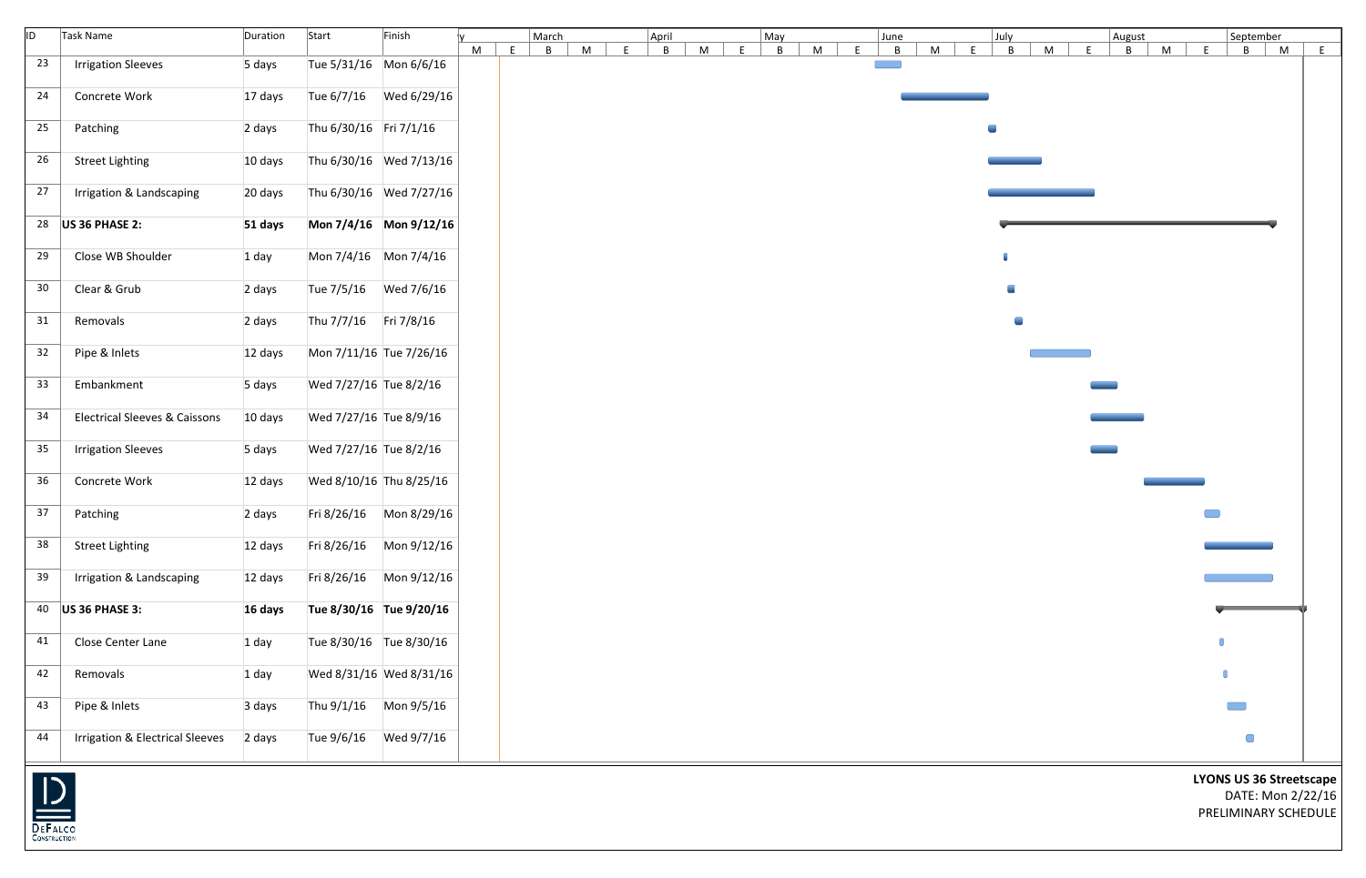| ID | Task Name | Duration | Start | Finish |
|---|---|---|---|---|
| 23 | Irrigation Sleeves | 5 days | Tue 5/31/16 | Mon 6/6/16 |
| 24 | Concrete Work | 17 days | Tue 6/7/16 | Wed 6/29/16 |
| 25 | Patching | 2 days | Thu 6/30/16 | Fri 7/1/16 |
| 26 | Street Lighting | 10 days | Thu 6/30/16 | Wed 7/13/16 |
| 27 | Irrigation & Landscaping | 20 days | Thu 6/30/16 | Wed 7/27/16 |
| 28 | **US 36 PHASE 2:** | **51 days** | **Mon 7/4/16** | **Mon 9/12/16** |
| 29 | Close WB Shoulder | 1 day | Mon 7/4/16 | Mon 7/4/16 |
| 30 | Clear & Grub | 2 days | Tue 7/5/16 | Wed 7/6/16 |
| 31 | Removals | 2 days | Thu 7/7/16 | Fri 7/8/16 |
| 32 | Pipe & Inlets | 12 days | Mon 7/11/16 | Tue 7/26/16 |
| 33 | Embankment | 5 days | Wed 7/27/16 | Tue 8/2/16 |
| 34 | Electrical Sleeves & Caissons | 10 days | Wed 7/27/16 | Tue 8/9/16 |
| 35 | Irrigation Sleeves | 5 days | Wed 7/27/16 | Tue 8/2/16 |
| 36 | Concrete Work | 12 days | Wed 8/10/16 | Thu 8/25/16 |
| 37 | Patching | 2 days | Fri 8/26/16 | Mon 8/29/16 |
| 38 | Street Lighting | 12 days | Fri 8/26/16 | Mon 9/12/16 |
| 39 | Irrigation & Landscaping | 12 days | Fri 8/26/16 | Mon 9/12/16 |
| 40 | **US 36 PHASE 3:** | **16 days** | **Tue 8/30/16** | **Tue 9/20/16** |
| 41 | Close Center Lane | 1 day | Tue 8/30/16 | Tue 8/30/16 |
| 42 | Removals | 1 day | Wed 8/31/16 | Wed 8/31/16 |
| 43 | Pipe & Inlets | 3 days | Thu 9/1/16 | Mon 9/5/16 |
| 44 | Irrigation & Electrical Sleeves | 2 days | Tue 9/6/16 | Wed 9/7/16 |

DeFalco Construction

**LYONS US 36 Streetscape**
DATE: Mon 2/22/16
PRELIMINARY SCHEDULE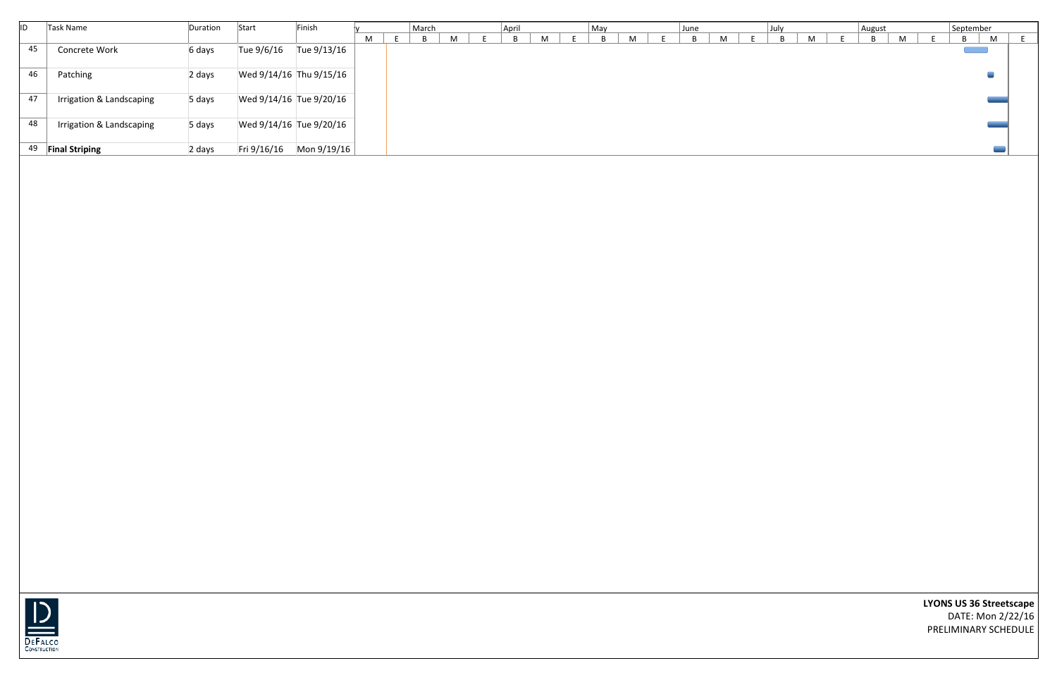| ID | Task Name | Duration | Start | Finish |
|---|---|---|---|---|
| 45 | Concrete Work | 6 days | Tue 9/6/16 | Tue 9/13/16 |
| 46 | Patching | 2 days | Wed 9/14/16 | Thu 9/15/16 |
| 47 | Irrigation & Landscaping | 5 days | Wed 9/14/16 | Tue 9/20/16 |
| 48 | Irrigation & Landscaping | 5 days | Wed 9/14/16 | Tue 9/20/16 |
| 49 | **Final Striping** | 2 days | Fri 9/16/16 | Mon 9/19/16 |

y M E
March B M E
April B M E
May B M E
June B M E
July B M E
August B M E
September B M E

DeFalco Construction

**LYONS US 36 Streetscape**
DATE: Mon 2/22/16
PRELIMINARY SCHEDULE